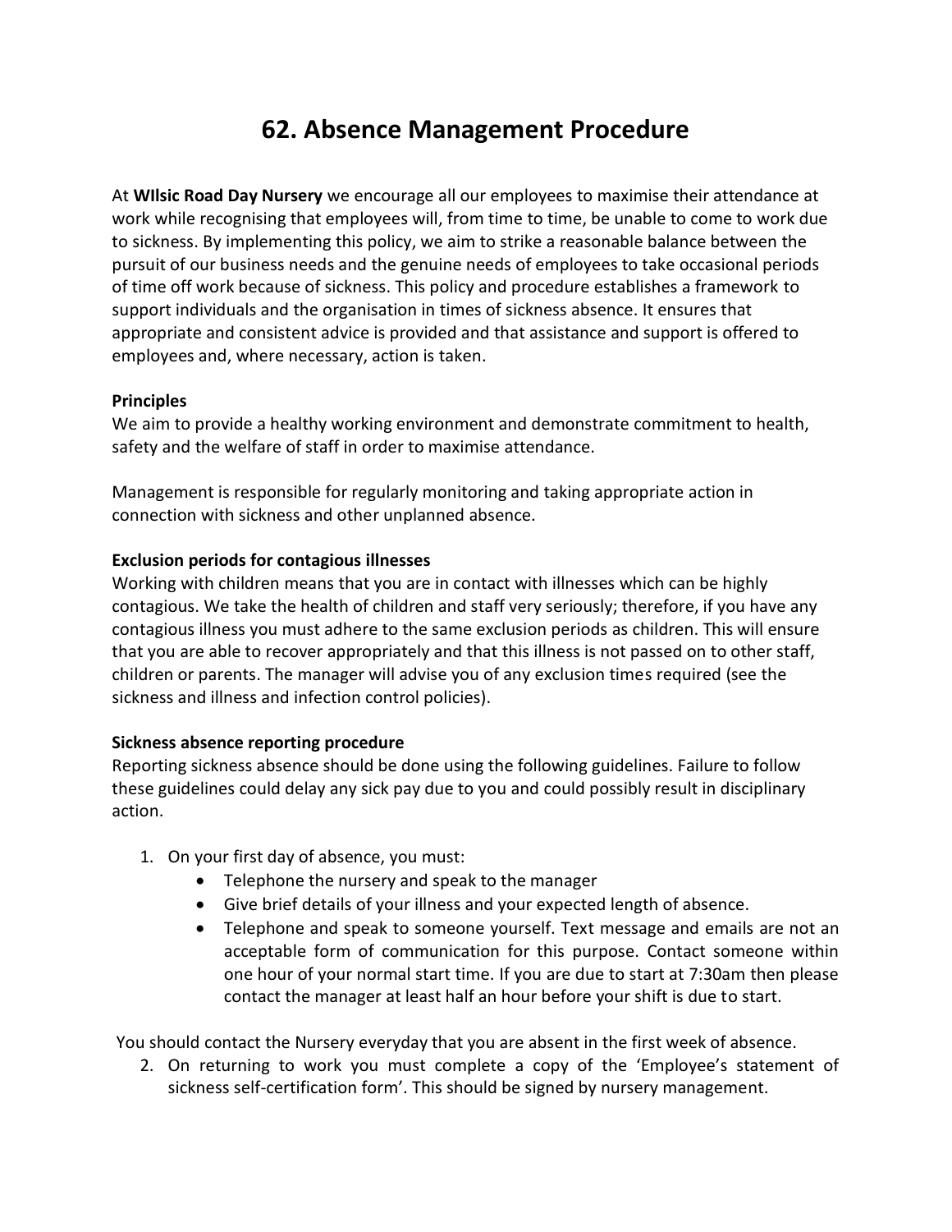# 62. Absence Management Procedure

At **WIlsic Road Day Nursery** we encourage all our employees to maximise their attendance at work while recognising that employees will, from time to time, be unable to come to work due to sickness. By implementing this policy, we aim to strike a reasonable balance between the pursuit of our business needs and the genuine needs of employees to take occasional periods of time off work because of sickness. This policy and procedure establishes a framework to support individuals and the organisation in times of sickness absence. It ensures that appropriate and consistent advice is provided and that assistance and support is offered to employees and, where necessary, action is taken.

**Principles**

We aim to provide a healthy working environment and demonstrate commitment to health, safety and the welfare of staff in order to maximise attendance.

Management is responsible for regularly monitoring and taking appropriate action in connection with sickness and other unplanned absence.

**Exclusion periods for contagious illnesses**

Working with children means that you are in contact with illnesses which can be highly contagious. We take the health of children and staff very seriously; therefore, if you have any contagious illness you must adhere to the same exclusion periods as children. This will ensure that you are able to recover appropriately and that this illness is not passed on to other staff, children or parents. The manager will advise you of any exclusion times required (see the sickness and illness and infection control policies).

**Sickness absence reporting procedure**

Reporting sickness absence should be done using the following guidelines. Failure to follow these guidelines could delay any sick pay due to you and could possibly result in disciplinary action.

1. On your first day of absence, you must:
    - Telephone the nursery and speak to the manager
    - Give brief details of your illness and your expected length of absence.
    - Telephone and speak to someone yourself. Text message and emails are not an acceptable form of communication for this purpose. Contact someone within one hour of your normal start time. If you are due to start at 7:30am then please contact the manager at least half an hour before your shift is due to start.

You should contact the Nursery everyday that you are absent in the first week of absence.

2. On returning to work you must complete a copy of the 'Employee's statement of sickness self-certification form'. This should be signed by nursery management.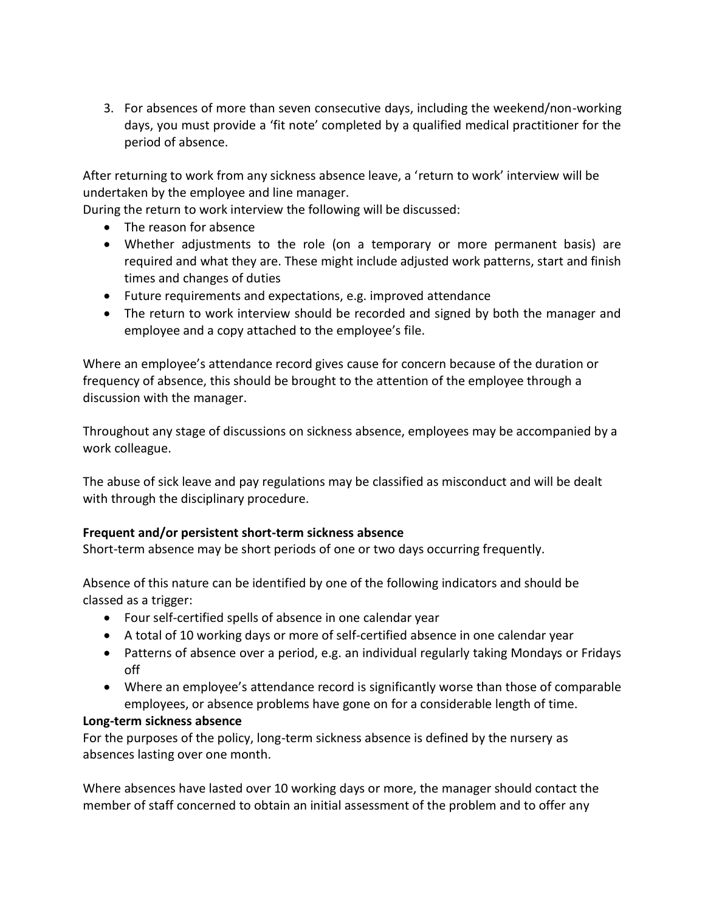3. For absences of more than seven consecutive days, including the weekend/non-working days, you must provide a 'fit note' completed by a qualified medical practitioner for the period of absence.

After returning to work from any sickness absence leave, a 'return to work' interview will be undertaken by the employee and line manager.
During the return to work interview the following will be discussed:

- The reason for absence
- Whether adjustments to the role (on a temporary or more permanent basis) are required and what they are. These might include adjusted work patterns, start and finish times and changes of duties
- Future requirements and expectations, e.g. improved attendance
- The return to work interview should be recorded and signed by both the manager and employee and a copy attached to the employee's file.

Where an employee's attendance record gives cause for concern because of the duration or frequency of absence, this should be brought to the attention of the employee through a discussion with the manager.

Throughout any stage of discussions on sickness absence, employees may be accompanied by a work colleague.

The abuse of sick leave and pay regulations may be classified as misconduct and will be dealt with through the disciplinary procedure.

**Frequent and/or persistent short-term sickness absence**
Short-term absence may be short periods of one or two days occurring frequently.

Absence of this nature can be identified by one of the following indicators and should be classed as a trigger:

- Four self-certified spells of absence in one calendar year
- A total of 10 working days or more of self-certified absence in one calendar year
- Patterns of absence over a period, e.g. an individual regularly taking Mondays or Fridays off
- Where an employee's attendance record is significantly worse than those of comparable employees, or absence problems have gone on for a considerable length of time.

**Long-term sickness absence**
For the purposes of the policy, long-term sickness absence is defined by the nursery as absences lasting over one month.

Where absences have lasted over 10 working days or more, the manager should contact the member of staff concerned to obtain an initial assessment of the problem and to offer any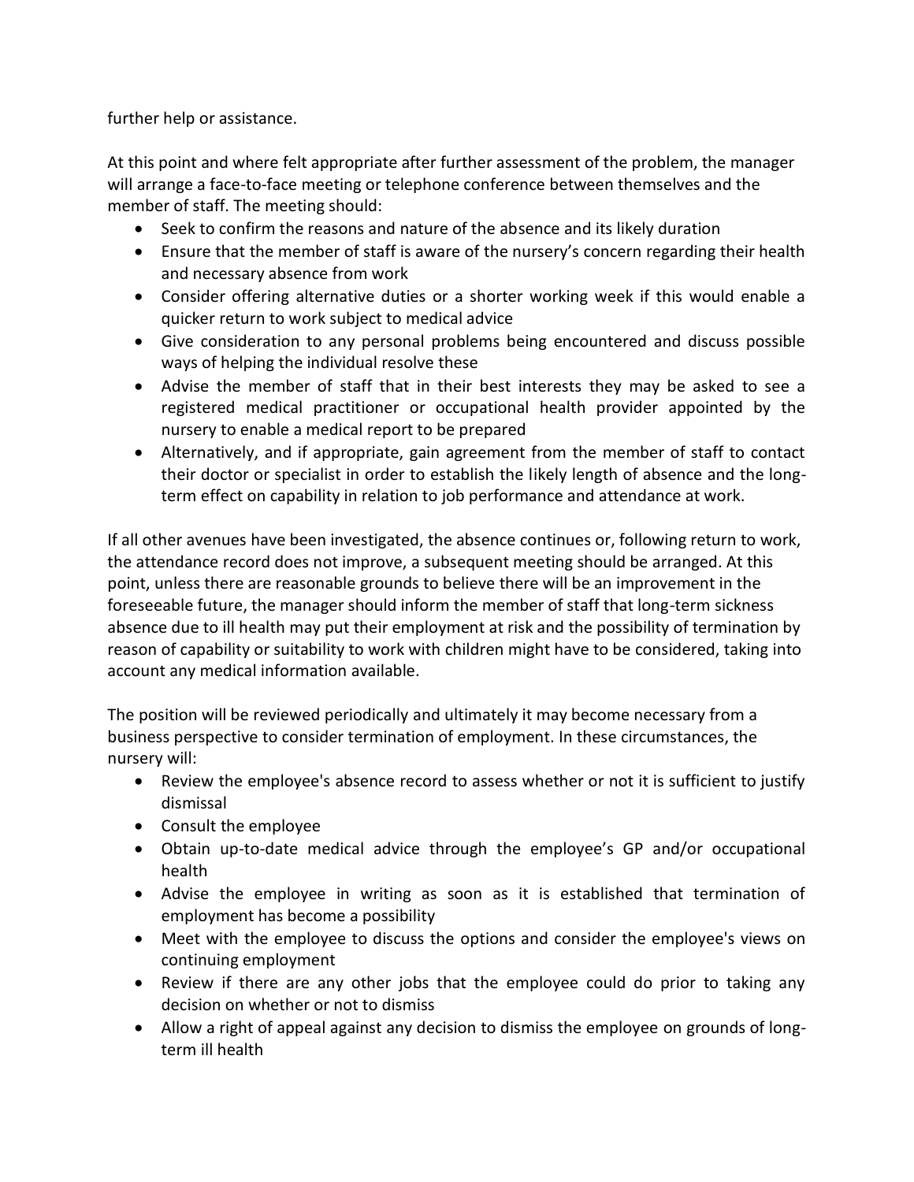further help or assistance.

At this point and where felt appropriate after further assessment of the problem, the manager will arrange a face-to-face meeting or telephone conference between themselves and the member of staff. The meeting should:

- Seek to confirm the reasons and nature of the absence and its likely duration
- Ensure that the member of staff is aware of the nursery's concern regarding their health and necessary absence from work
- Consider offering alternative duties or a shorter working week if this would enable a quicker return to work subject to medical advice
- Give consideration to any personal problems being encountered and discuss possible ways of helping the individual resolve these
- Advise the member of staff that in their best interests they may be asked to see a registered medical practitioner or occupational health provider appointed by the nursery to enable a medical report to be prepared
- Alternatively, and if appropriate, gain agreement from the member of staff to contact their doctor or specialist in order to establish the likely length of absence and the long-term effect on capability in relation to job performance and attendance at work.

If all other avenues have been investigated, the absence continues or, following return to work, the attendance record does not improve, a subsequent meeting should be arranged. At this point, unless there are reasonable grounds to believe there will be an improvement in the foreseeable future, the manager should inform the member of staff that long-term sickness absence due to ill health may put their employment at risk and the possibility of termination by reason of capability or suitability to work with children might have to be considered, taking into account any medical information available.

The position will be reviewed periodically and ultimately it may become necessary from a business perspective to consider termination of employment. In these circumstances, the nursery will:

- Review the employee's absence record to assess whether or not it is sufficient to justify dismissal
- Consult the employee
- Obtain up-to-date medical advice through the employee's GP and/or occupational health
- Advise the employee in writing as soon as it is established that termination of employment has become a possibility
- Meet with the employee to discuss the options and consider the employee's views on continuing employment
- Review if there are any other jobs that the employee could do prior to taking any decision on whether or not to dismiss
- Allow a right of appeal against any decision to dismiss the employee on grounds of long-term ill health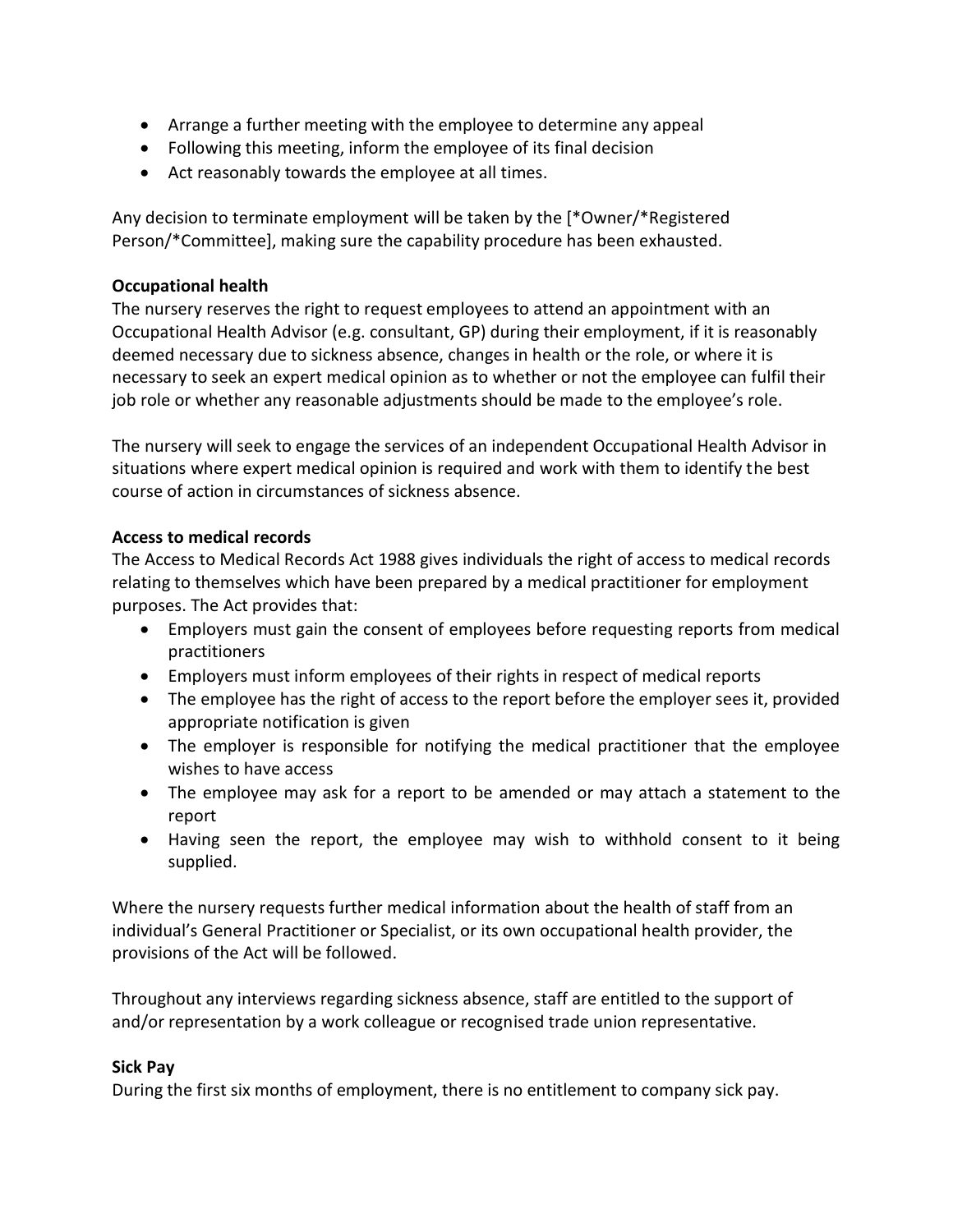- Arrange a further meeting with the employee to determine any appeal
- Following this meeting, inform the employee of its final decision
- Act reasonably towards the employee at all times.

Any decision to terminate employment will be taken by the [*Owner/*Registered Person/*Committee], making sure the capability procedure has been exhausted.

**Occupational health**

The nursery reserves the right to request employees to attend an appointment with an Occupational Health Advisor (e.g. consultant, GP) during their employment, if it is reasonably deemed necessary due to sickness absence, changes in health or the role, or where it is necessary to seek an expert medical opinion as to whether or not the employee can fulfil their job role or whether any reasonable adjustments should be made to the employee's role.

The nursery will seek to engage the services of an independent Occupational Health Advisor in situations where expert medical opinion is required and work with them to identify the best course of action in circumstances of sickness absence.

**Access to medical records**

The Access to Medical Records Act 1988 gives individuals the right of access to medical records relating to themselves which have been prepared by a medical practitioner for employment purposes. The Act provides that:

- Employers must gain the consent of employees before requesting reports from medical practitioners
- Employers must inform employees of their rights in respect of medical reports
- The employee has the right of access to the report before the employer sees it, provided appropriate notification is given
- The employer is responsible for notifying the medical practitioner that the employee wishes to have access
- The employee may ask for a report to be amended or may attach a statement to the report
- Having seen the report, the employee may wish to withhold consent to it being supplied.

Where the nursery requests further medical information about the health of staff from an individual's General Practitioner or Specialist, or its own occupational health provider, the provisions of the Act will be followed.

Throughout any interviews regarding sickness absence, staff are entitled to the support of and/or representation by a work colleague or recognised trade union representative.

**Sick Pay**

During the first six months of employment, there is no entitlement to company sick pay.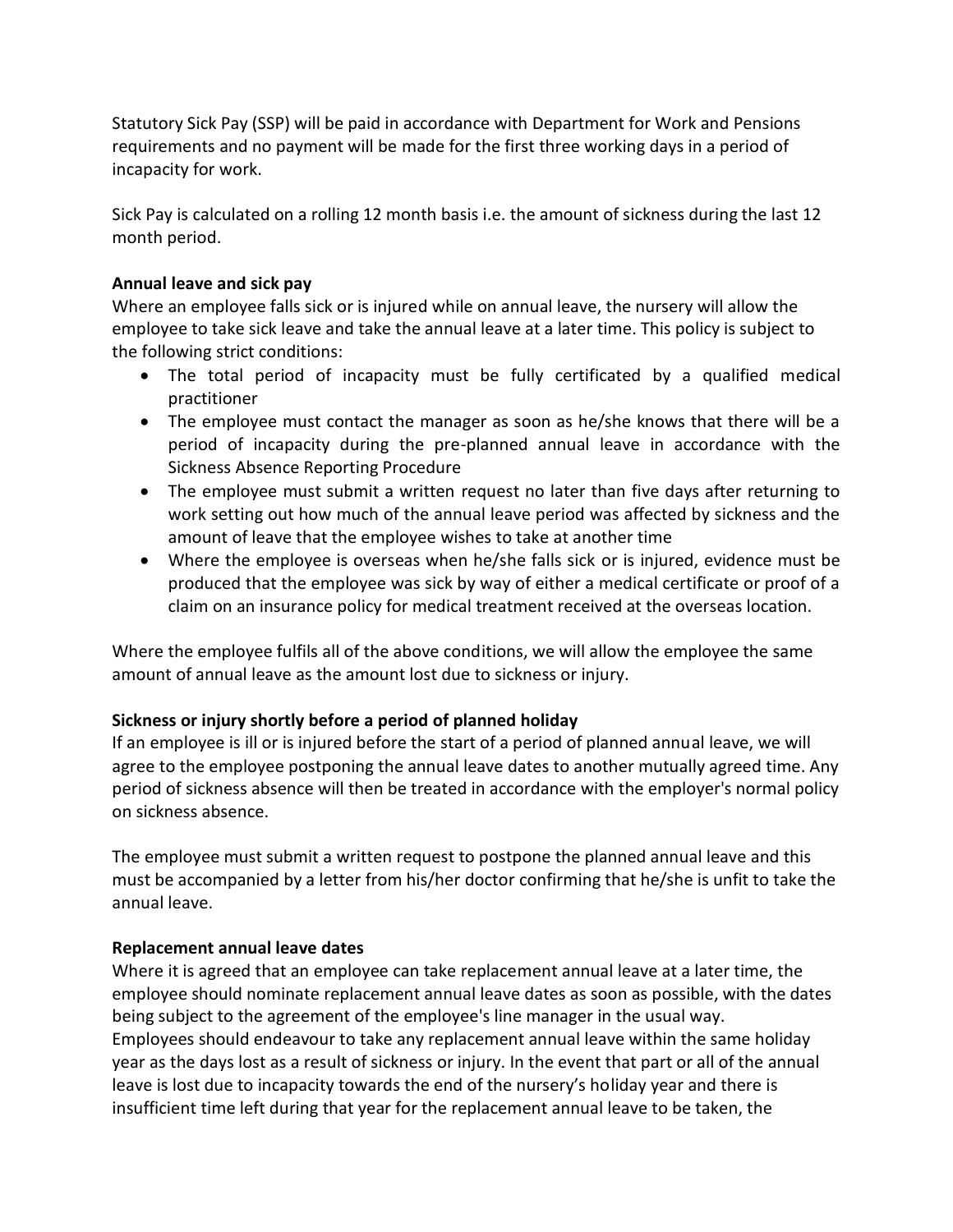Statutory Sick Pay (SSP) will be paid in accordance with Department for Work and Pensions requirements and no payment will be made for the first three working days in a period of incapacity for work.

Sick Pay is calculated on a rolling 12 month basis i.e. the amount of sickness during the last 12 month period.

**Annual leave and sick pay**

Where an employee falls sick or is injured while on annual leave, the nursery will allow the employee to take sick leave and take the annual leave at a later time. This policy is subject to the following strict conditions:

- The total period of incapacity must be fully certificated by a qualified medical practitioner
- The employee must contact the manager as soon as he/she knows that there will be a period of incapacity during the pre-planned annual leave in accordance with the Sickness Absence Reporting Procedure
- The employee must submit a written request no later than five days after returning to work setting out how much of the annual leave period was affected by sickness and the amount of leave that the employee wishes to take at another time
- Where the employee is overseas when he/she falls sick or is injured, evidence must be produced that the employee was sick by way of either a medical certificate or proof of a claim on an insurance policy for medical treatment received at the overseas location.

Where the employee fulfils all of the above conditions, we will allow the employee the same amount of annual leave as the amount lost due to sickness or injury.

**Sickness or injury shortly before a period of planned holiday**

If an employee is ill or is injured before the start of a period of planned annual leave, we will agree to the employee postponing the annual leave dates to another mutually agreed time. Any period of sickness absence will then be treated in accordance with the employer's normal policy on sickness absence.

The employee must submit a written request to postpone the planned annual leave and this must be accompanied by a letter from his/her doctor confirming that he/she is unfit to take the annual leave.

**Replacement annual leave dates**

Where it is agreed that an employee can take replacement annual leave at a later time, the employee should nominate replacement annual leave dates as soon as possible, with the dates being subject to the agreement of the employee's line manager in the usual way.
Employees should endeavour to take any replacement annual leave within the same holiday year as the days lost as a result of sickness or injury. In the event that part or all of the annual leave is lost due to incapacity towards the end of the nursery's holiday year and there is insufficient time left during that year for the replacement annual leave to be taken, the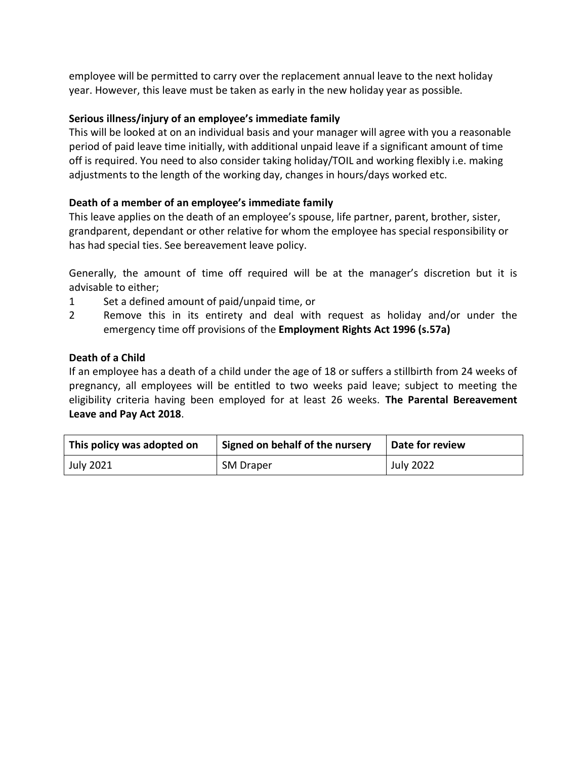employee will be permitted to carry over the replacement annual leave to the next holiday year. However, this leave must be taken as early in the new holiday year as possible.

**Serious illness/injury of an employee's immediate family**

This will be looked at on an individual basis and your manager will agree with you a reasonable period of paid leave time initially, with additional unpaid leave if a significant amount of time off is required. You need to also consider taking holiday/TOIL and working flexibly i.e. making adjustments to the length of the working day, changes in hours/days worked etc.

**Death of a member of an employee's immediate family**

This leave applies on the death of an employee's spouse, life partner, parent, brother, sister, grandparent, dependant or other relative for whom the employee has special responsibility or has had special ties. See bereavement leave policy.

Generally, the amount of time off required will be at the manager's discretion but it is advisable to either;

1. Set a defined amount of paid/unpaid time, or
2. Remove this in its entirety and deal with request as holiday and/or under the emergency time off provisions of the **Employment Rights Act 1996 (s.57a)**

**Death of a Child**

If an employee has a death of a child under the age of 18 or suffers a stillbirth from 24 weeks of pregnancy, all employees will be entitled to two weeks paid leave; subject to meeting the eligibility criteria having been employed for at least 26 weeks. **The Parental Bereavement Leave and Pay Act 2018**.

| This policy was adopted on | Signed on behalf of the nursery | Date for review |
|---|---|---|
| July 2021 | SM Draper | July 2022 |